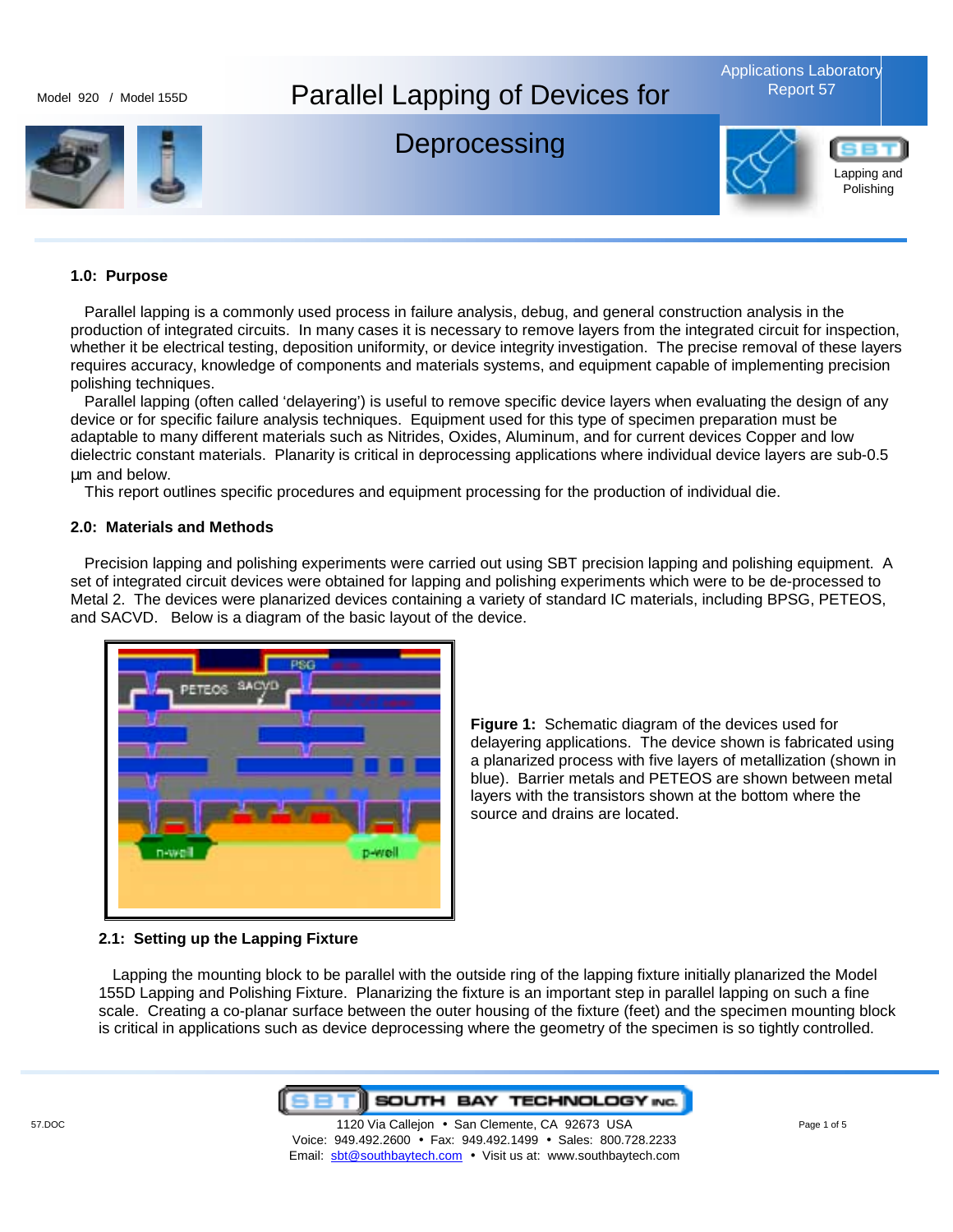Model 920 / Model 155D

# Parallel Lapping of Devices for Deprocessing

Applications Laboratory Report 57

Lapping and Polishing

## 1.0: Purpose

Parallel lapping is a commonly used process in failure analysis, debug, and general construction analysis in the production of integrated circuits. In many cases it is necessary to remove layers from the integrated circuit for inspection, whether it be electrical testing, deposition uniformity, or device integrity investigation. The precise removal of these layers requires accuracy, knowledge of components and materials systems, and equipment capable of implementing precision polishing techniques.

Parallel lapping (often called 'delayering') is useful to remove specific device layers when evaluating the design of any device or for specific failure analysis techniques. Equipment used for this type of specimen preparation must be adaptable to many different materials such as Nitrides, Oxides, Aluminum, and for current devices Copper and low dielectric constant materials. Planarity is critical in deprocessing applications where individual device layers are sub-0.5 µm and below.

This report outlines specific procedures and equipment processing for the production of individual die.

## 2.0: Materials and Methods

Precision lapping and polishing experiments were carried out using SBT precision lapping and polishing equipment. A set of integrated circuit devices were obtained for lapping and polishing experiments which were to be de-processed to Metal 2. The devices were planarized devices containing a variety of standard IC materials, including BPSG, PETEOS, and SACVD. Below is a diagram of the basic layout of the device.

**Figure 1:** Schematic diagram of the devices used for delayering applications. The device shown is fabricated using a planarized process with five layers of metallization (shown in blue). Barrier metals and PETEOS are shown between metal layers with the transistors shown at the bottom where the source and drains are located.

### 2.1: Setting up the Lapping Fixture

Lapping the mounting block to be parallel with the outside ring of the lapping fixture initially planarized the Model 155D Lapping and Polishing Fixture. Planarizing the fixture is an important step in parallel lapping on such a fine scale. Creating a co-planar surface between the outer housing of the fixture (feet) and the specimen mounting block is critical in applications such as device deprocessing where the geometry of the specimen is so tightly controlled.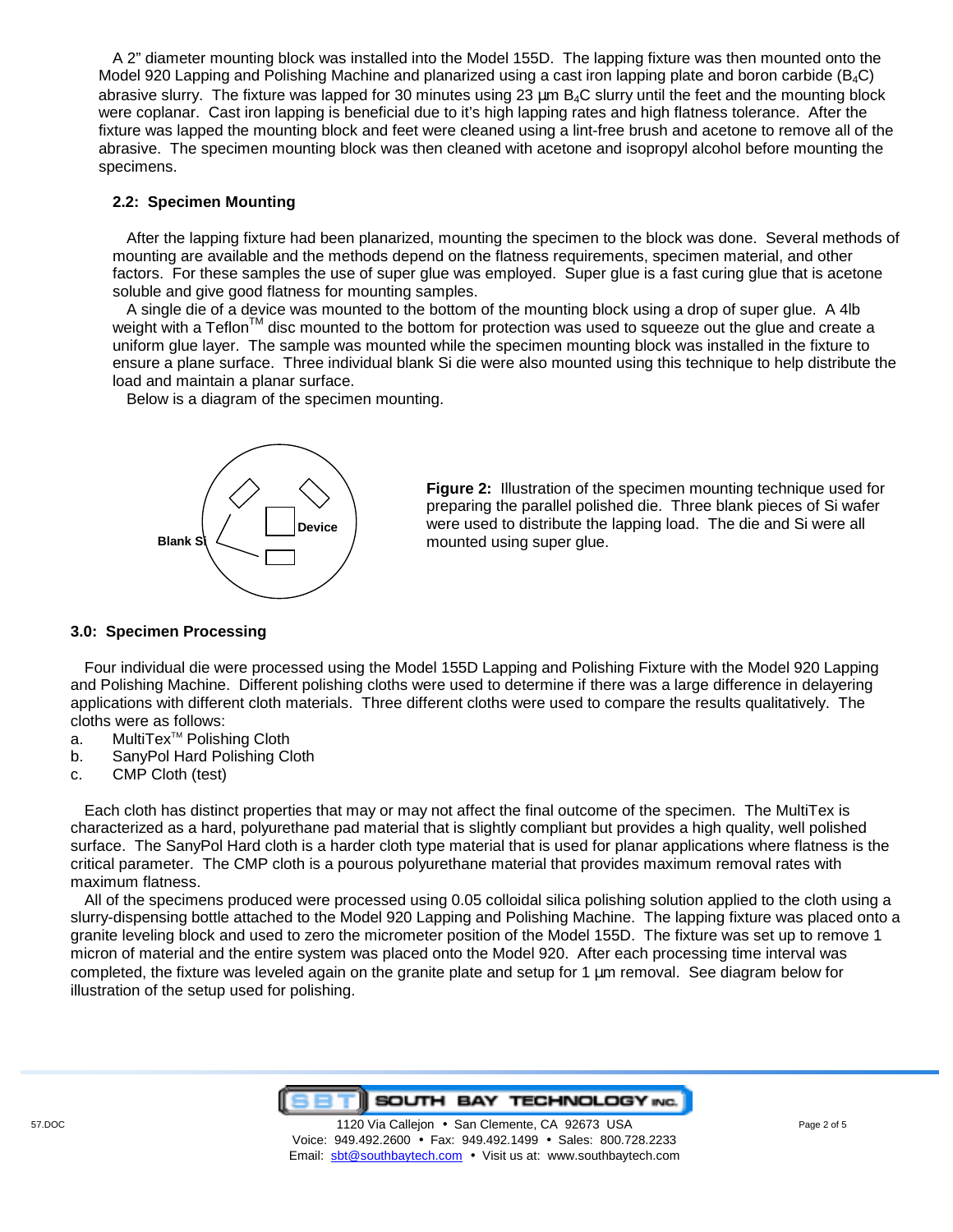A 2" diameter mounting block was installed into the Model 155D. The lapping fixture was then mounted onto the Model 920 Lapping and Polishing Machine and planarized using a cast iron lapping plate and boron carbide ($B_4C$) abrasive slurry. The fixture was lapped for 30 minutes using 23 µm $B_4C$ slurry until the feet and the mounting block were coplanar. Cast iron lapping is beneficial due to it's high lapping rates and high flatness tolerance. After the fixture was lapped the mounting block and feet were cleaned using a lint-free brush and acetone to remove all of the abrasive. The specimen mounting block was then cleaned with acetone and isopropyl alcohol before mounting the specimens.

### 2.2: Specimen Mounting

After the lapping fixture had been planarized, mounting the specimen to the block was done. Several methods of mounting are available and the methods depend on the flatness requirements, specimen material, and other factors. For these samples the use of super glue was employed. Super glue is a fast curing glue that is acetone soluble and give good flatness for mounting samples.

A single die of a device was mounted to the bottom of the mounting block using a drop of super glue. A 4lb weight with a Teflon™ disc mounted to the bottom for protection was used to squeeze out the glue and create a uniform glue layer. The sample was mounted while the specimen mounting block was installed in the fixture to ensure a plane surface. Three individual blank Si die were also mounted using this technique to help distribute the load and maintain a planar surface.

Below is a diagram of the specimen mounting.

Blank Si

Device

**Figure 2:** Illustration of the specimen mounting technique used for preparing the parallel polished die. Three blank pieces of Si wafer were used to distribute the lapping load. The die and Si were all mounted using super glue.

## 3.0: Specimen Processing

Four individual die were processed using the Model 155D Lapping and Polishing Fixture with the Model 920 Lapping and Polishing Machine. Different polishing cloths were used to determine if there was a large difference in delayering applications with different cloth materials. Three different cloths were used to compare the results qualitatively. The cloths were as follows:

a. MultiTex™ Polishing Cloth
b. SanyPol Hard Polishing Cloth
c. CMP Cloth (test)

Each cloth has distinct properties that may or may not affect the final outcome of the specimen. The MultiTex is characterized as a hard, polyurethane pad material that is slightly compliant but provides a high quality, well polished surface. The SanyPol Hard cloth is a harder cloth type material that is used for planar applications where flatness is the critical parameter. The CMP cloth is a pourous polyurethane material that provides maximum removal rates with maximum flatness.

All of the specimens produced were processed using 0.05 colloidal silica polishing solution applied to the cloth using a slurry-dispensing bottle attached to the Model 920 Lapping and Polishing Machine. The lapping fixture was placed onto a granite leveling block and used to zero the micrometer position of the Model 155D. The fixture was set up to remove 1 micron of material and the entire system was placed onto the Model 920. After each processing time interval was completed, the fixture was leveled again on the granite plate and setup for 1 µm removal. See diagram below for illustration of the setup used for polishing.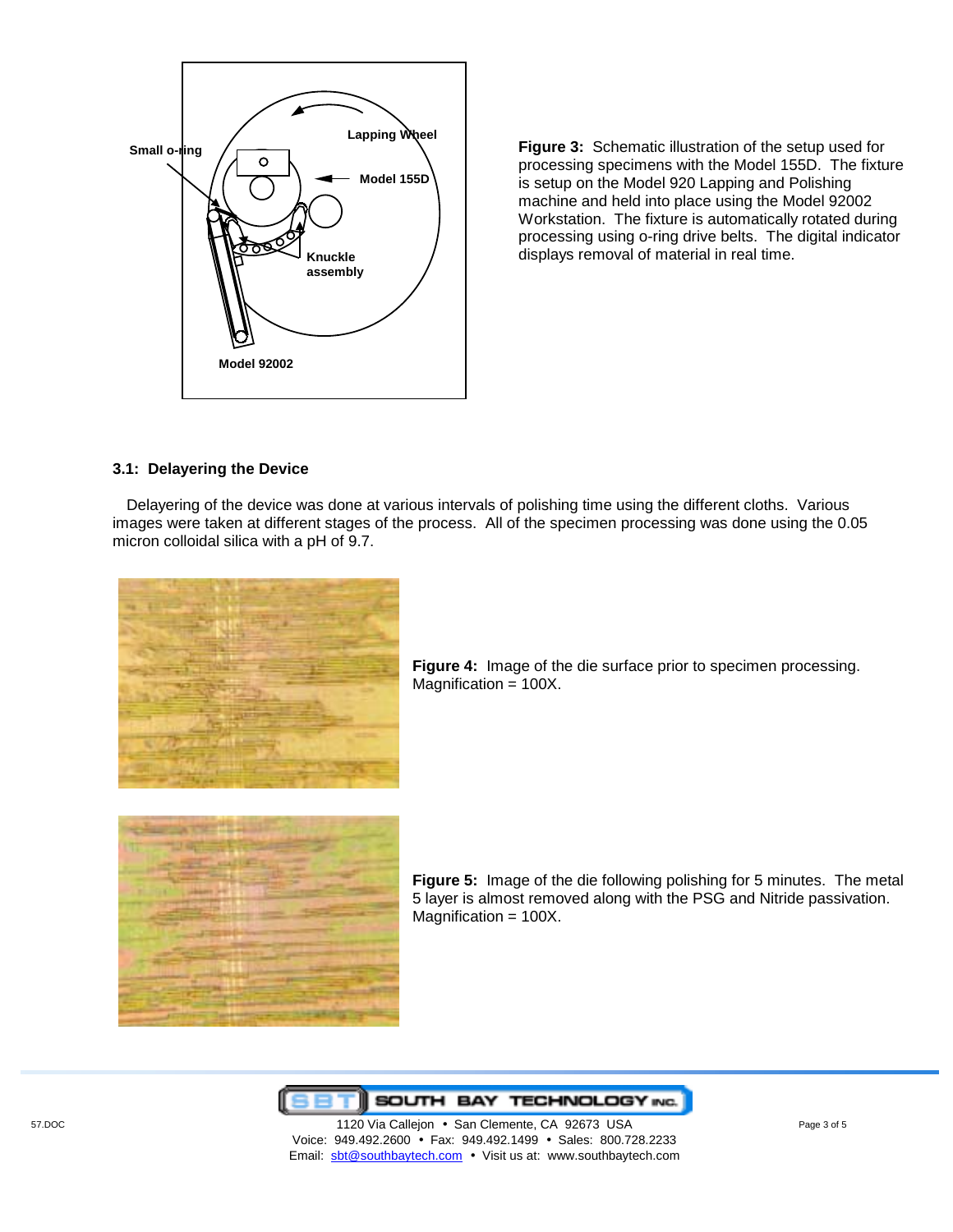**Figure 3:** Schematic illustration of the setup used for processing specimens with the Model 155D. The fixture is setup on the Model 920 Lapping and Polishing machine and held into place using the Model 92002 Workstation. The fixture is automatically rotated during processing using o-ring drive belts. The digital indicator displays removal of material in real time.

### 3.1: Delayering the Device

Delayering of the device was done at various intervals of polishing time using the different cloths. Various images were taken at different stages of the process. All of the specimen processing was done using the 0.05 micron colloidal silica with a pH of 9.7.

**Figure 4:** Image of the die surface prior to specimen processing. Magnification = 100X.

**Figure 5:** Image of the die following polishing for 5 minutes. The metal 5 layer is almost removed along with the PSG and Nitride passivation. Magnification = 100X.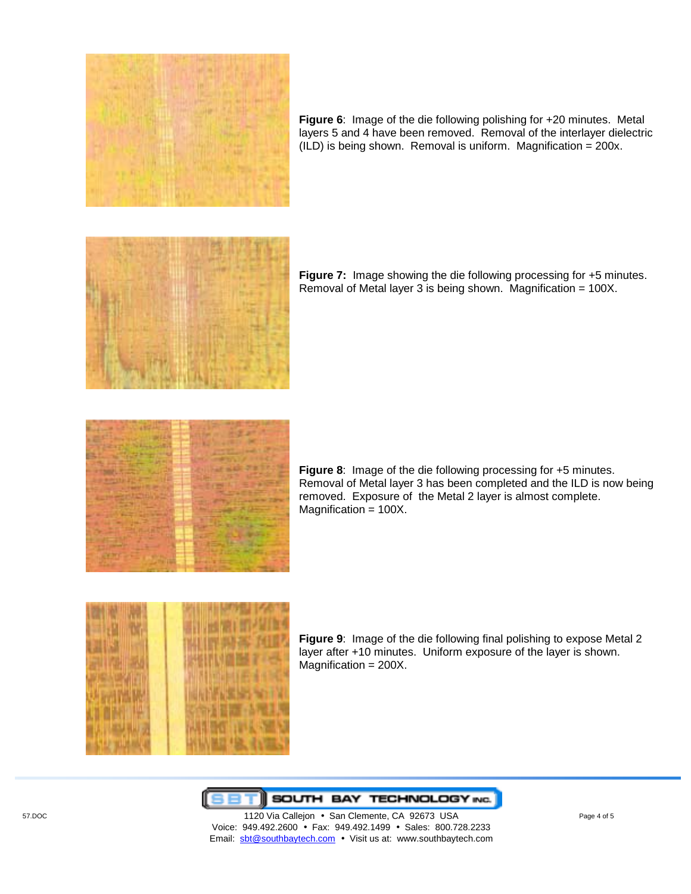**Figure 6**: Image of the die following polishing for +20 minutes. Metal layers 5 and 4 have been removed. Removal of the interlayer dielectric (ILD) is being shown. Removal is uniform. Magnification = 200x.

**Figure 7:** Image showing the die following processing for +5 minutes. Removal of Metal layer 3 is being shown. Magnification = 100X.

**Figure 8**: Image of the die following processing for +5 minutes. Removal of Metal layer 3 has been completed and the ILD is now being removed. Exposure of the Metal 2 layer is almost complete. Magnification = 100X.

**Figure 9**: Image of the die following final polishing to expose Metal 2 layer after +10 minutes. Uniform exposure of the layer is shown. Magnification = 200X.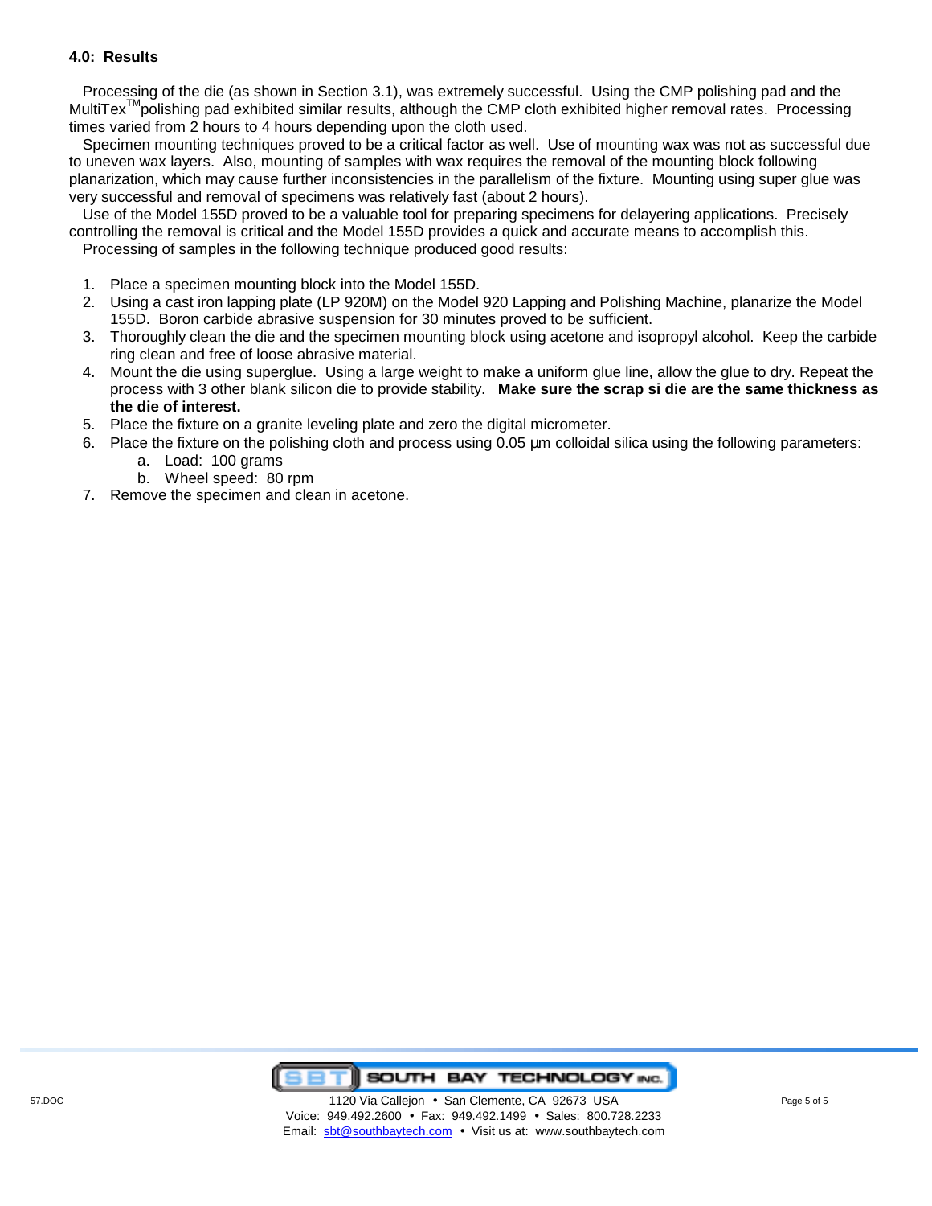#### 4.0: Results

Processing of the die (as shown in Section 3.1), was extremely successful. Using the CMP polishing pad and the MultiTex™ polishing pad exhibited similar results, although the CMP cloth exhibited higher removal rates. Processing times varied from 2 hours to 4 hours depending upon the cloth used.

Specimen mounting techniques proved to be a critical factor as well. Use of mounting wax was not as successful due to uneven wax layers. Also, mounting of samples with wax requires the removal of the mounting block following planarization, which may cause further inconsistencies in the parallelism of the fixture. Mounting using super glue was very successful and removal of specimens was relatively fast (about 2 hours).

Use of the Model 155D proved to be a valuable tool for preparing specimens for delayering applications. Precisely controlling the removal is critical and the Model 155D provides a quick and accurate means to accomplish this.

Processing of samples in the following technique produced good results:

1. Place a specimen mounting block into the Model 155D.
2. Using a cast iron lapping plate (LP 920M) on the Model 920 Lapping and Polishing Machine, planarize the Model 155D. Boron carbide abrasive suspension for 30 minutes proved to be sufficient.
3. Thoroughly clean the die and the specimen mounting block using acetone and isopropyl alcohol. Keep the carbide ring clean and free of loose abrasive material.
4. Mount the die using superglue. Using a large weight to make a uniform glue line, allow the glue to dry. Repeat the process with 3 other blank silicon die to provide stability. **Make sure the scrap si die are the same thickness as the die of interest.**
5. Place the fixture on a granite leveling plate and zero the digital micrometer.
6. Place the fixture on the polishing cloth and process using 0.05 μm colloidal silica using the following parameters:
   a. Load: 100 grams
   b. Wheel speed: 80 rpm
7. Remove the specimen and clean in acetone.